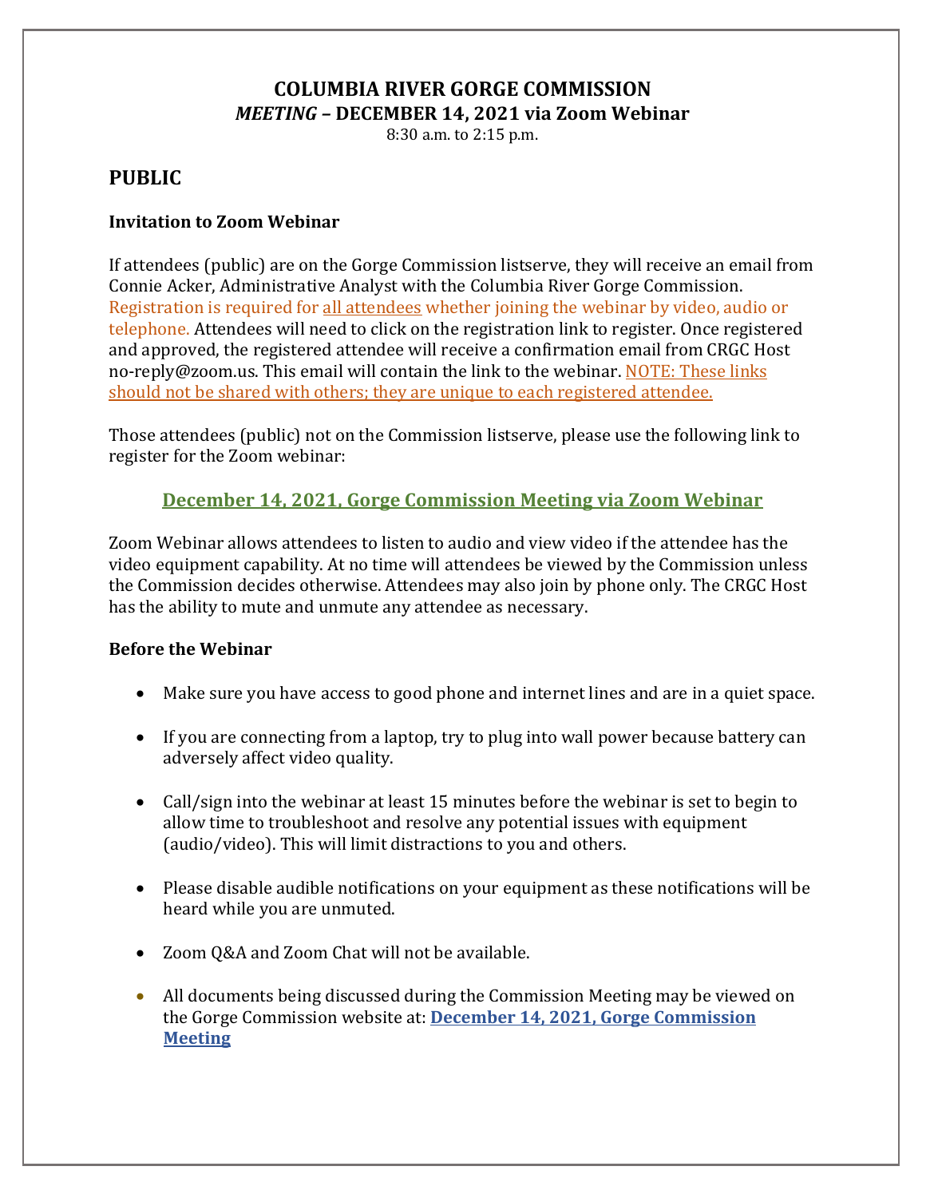# COLUMBIA RIVER GORGE COMMISSION

## *MEETING* – DECEMBER 14, 2021 via Zoom Webinar

8:30 a.m. to 2:15 p.m.

## PUBLIC

### Invitation to Zoom Webinar

If attendees (public) are on the Gorge Commission listserve, they will receive an email from Connie Acker, Administrative Analyst with the Columbia River Gorge Commission. Registration is required for all attendees whether joining the webinar by video, audio or telephone. Attendees will need to click on the registration link to register. Once registered and approved, the registered attendee will receive a confirmation email from CRGC Host no-reply@zoom.us. This email will contain the link to the webinar. NOTE: These links should not be shared with others; they are unique to each registered attendee.

Those attendees (public) not on the Commission listserve, please use the following link to register for the Zoom webinar:

**December 14, 2021, Gorge Commission Meeting via Zoom Webinar**

Zoom Webinar allows attendees to listen to audio and view video if the attendee has the video equipment capability. At no time will attendees be viewed by the Commission unless the Commission decides otherwise. Attendees may also join by phone only. The CRGC Host has the ability to mute and unmute any attendee as necessary.

### Before the Webinar

- Make sure you have access to good phone and internet lines and are in a quiet space.
- If you are connecting from a laptop, try to plug into wall power because battery can adversely affect video quality.
- Call/sign into the webinar at least 15 minutes before the webinar is set to begin to allow time to troubleshoot and resolve any potential issues with equipment (audio/video). This will limit distractions to you and others.
- Please disable audible notifications on your equipment as these notifications will be heard while you are unmuted.
- Zoom Q&A and Zoom Chat will not be available.
- All documents being discussed during the Commission Meeting may be viewed on the Gorge Commission website at: **December 14, 2021, Gorge Commission Meeting**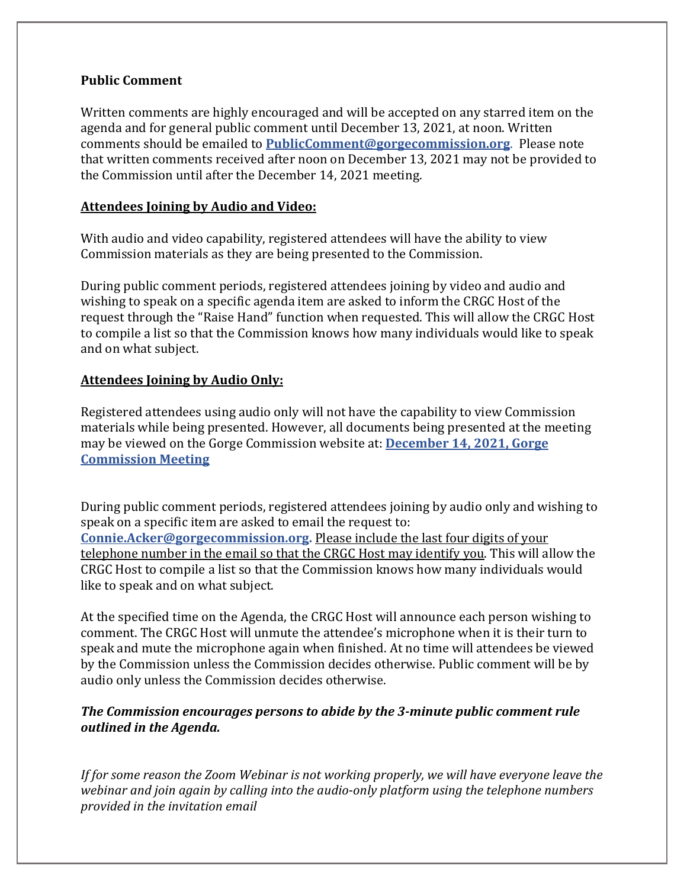**Public Comment**

Written comments are highly encouraged and will be accepted on any starred item on the agenda and for general public comment until December 13, 2021, at noon. Written comments should be emailed to **PublicComment@gorgecommission.org**. Please note that written comments received after noon on December 13, 2021 may not be provided to the Commission until after the December 14, 2021 meeting.

**Attendees Joining by Audio and Video:**

With audio and video capability, registered attendees will have the ability to view Commission materials as they are being presented to the Commission.

During public comment periods, registered attendees joining by video and audio and wishing to speak on a specific agenda item are asked to inform the CRGC Host of the request through the "Raise Hand" function when requested. This will allow the CRGC Host to compile a list so that the Commission knows how many individuals would like to speak and on what subject.

**Attendees Joining by Audio Only:**

Registered attendees using audio only will not have the capability to view Commission materials while being presented. However, all documents being presented at the meeting may be viewed on the Gorge Commission website at: **December 14, 2021, Gorge Commission Meeting**

During public comment periods, registered attendees joining by audio only and wishing to speak on a specific item are asked to email the request to: **Connie.Acker@gorgecommission.org.** Please include the last four digits of your telephone number in the email so that the CRGC Host may identify you. This will allow the CRGC Host to compile a list so that the Commission knows how many individuals would like to speak and on what subject.

At the specified time on the Agenda, the CRGC Host will announce each person wishing to comment. The CRGC Host will unmute the attendee's microphone when it is their turn to speak and mute the microphone again when finished. At no time will attendees be viewed by the Commission unless the Commission decides otherwise. Public comment will be by audio only unless the Commission decides otherwise.

***The Commission encourages persons to abide by the 3-minute public comment rule outlined in the Agenda.***

*If for some reason the Zoom Webinar is not working properly, we will have everyone leave the webinar and join again by calling into the audio-only platform using the telephone numbers provided in the invitation email*